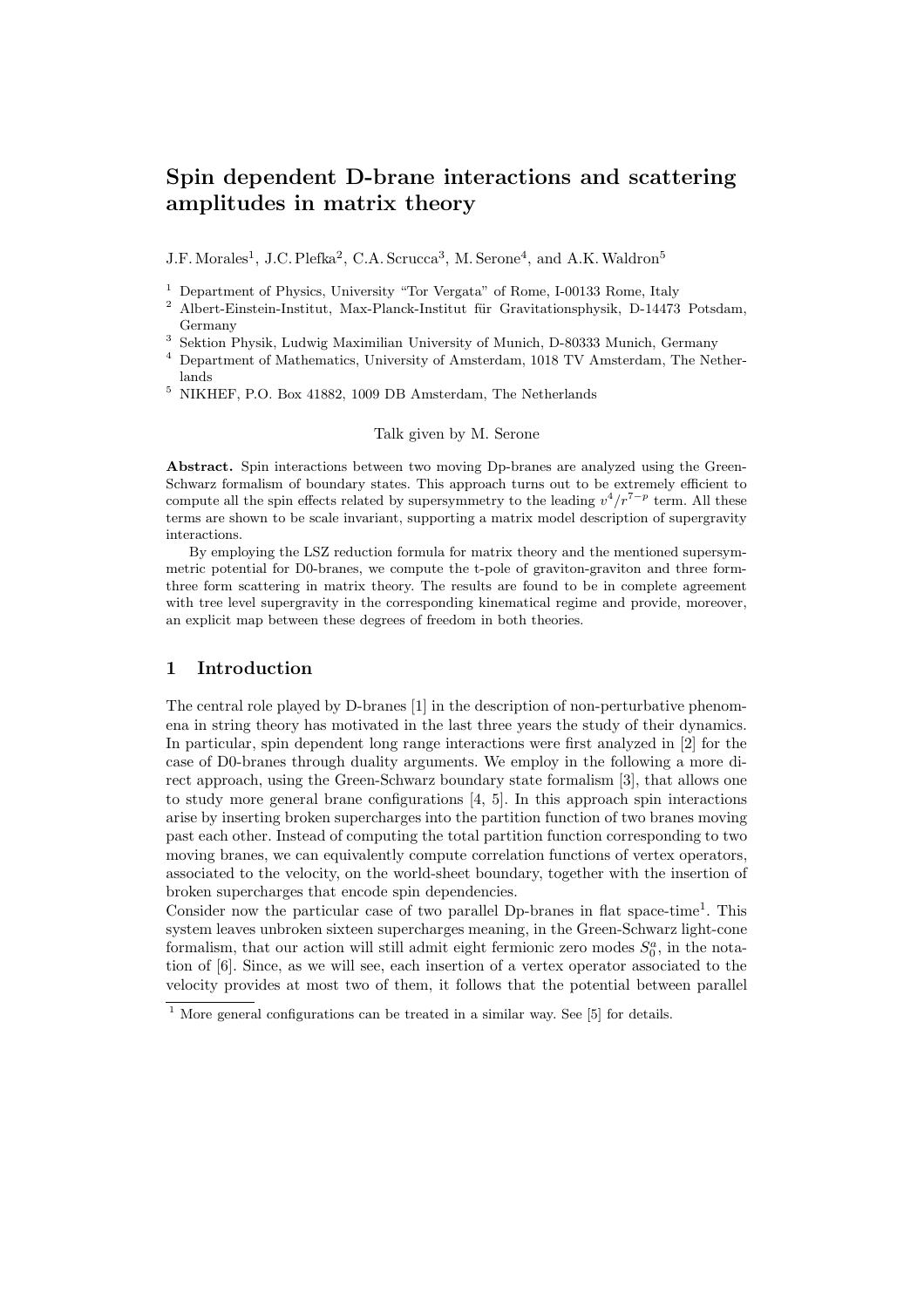# Spin dependent D-brane interactions and scattering amplitudes in matrix theory

J.F. Morales[1], J.C. Plefka[2], C.A. Scrucca[3], M. Serone[4], and A.K. Waldron[5]

[1] Department of Physics, University "Tor Vergata" of Rome, I-00133 Rome, Italy
[2] Albert-Einstein-Institut, Max-Planck-Institut für Gravitationsphysik, D-14473 Potsdam, Germany
[3] Sektion Physik, Ludwig Maximilian University of Munich, D-80333 Munich, Germany
[4] Department of Mathematics, University of Amsterdam, 1018 TV Amsterdam, The Netherlands
[5] NIKHEF, P.O. Box 41882, 1009 DB Amsterdam, The Netherlands

Talk given by M. Serone

**Abstract.** Spin interactions between two moving Dp-branes are analyzed using the Green-Schwarz formalism of boundary states. This approach turns out to be extremely efficient to compute all the spin effects related by supersymmetry to the leading $v^4/r^{7-p}$ term. All these terms are shown to be scale invariant, supporting a matrix model description of supergravity interactions.

By employing the LSZ reduction formula for matrix theory and the mentioned supersymmetric potential for D0-branes, we compute the t-pole of graviton-graviton and three form-three form scattering in matrix theory. The results are found to be in complete agreement with tree level supergravity in the corresponding kinematical regime and provide, moreover, an explicit map between these degrees of freedom in both theories.

## 1 Introduction

The central role played by D-branes [1] in the description of non-perturbative phenomena in string theory has motivated in the last three years the study of their dynamics. In particular, spin dependent long range interactions were first analyzed in [2] for the case of D0-branes through duality arguments. We employ in the following a more direct approach, using the Green-Schwarz boundary state formalism [3], that allows one to study more general brane configurations [4, 5]. In this approach spin interactions arise by inserting broken supercharges into the partition function of two branes moving past each other. Instead of computing the total partition function corresponding to two moving branes, we can equivalently compute correlation functions of vertex operators, associated to the velocity, on the world-sheet boundary, together with the insertion of broken supercharges that encode spin dependencies.

Consider now the particular case of two parallel Dp-branes in flat space-time[1]. This system leaves unbroken sixteen supercharges meaning, in the Green-Schwarz light-cone formalism, that our action will still admit eight fermionic zero modes $S_0^a$, in the notation of [6]. Since, as we will see, each insertion of a vertex operator associated to the velocity provides at most two of them, it follows that the potential between parallel

[1] More general configurations can be treated in a similar way. See [5] for details.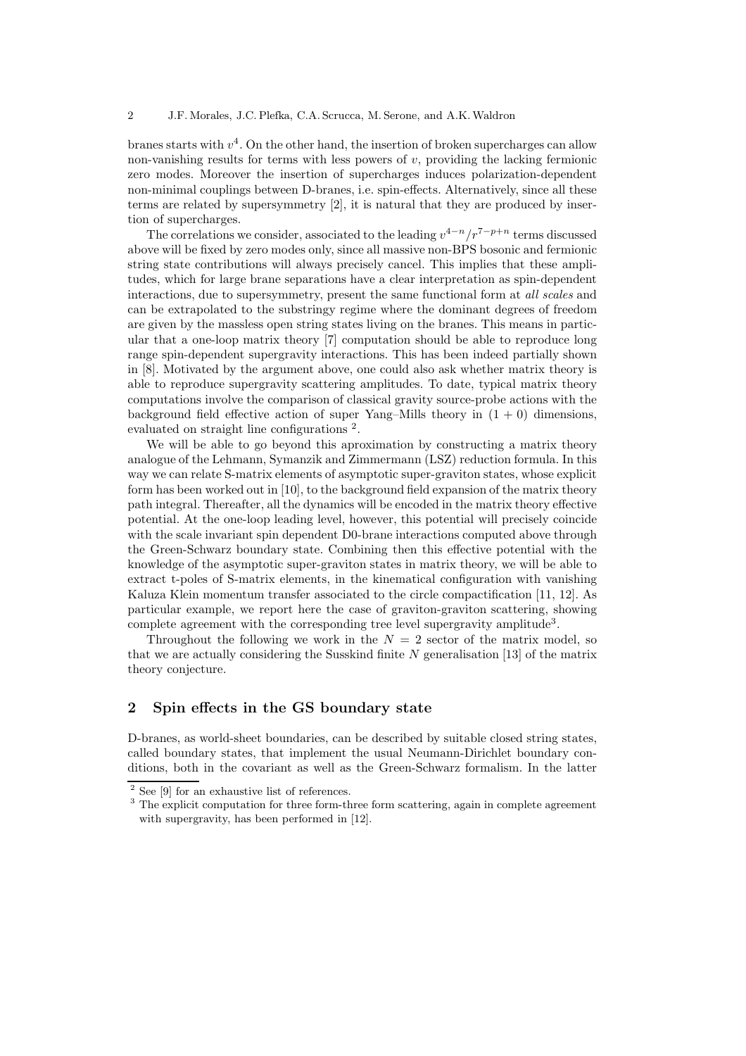branes starts with $v^4$. On the other hand, the insertion of broken supercharges can allow non-vanishing results for terms with less powers of $v$, providing the lacking fermionic zero modes. Moreover the insertion of supercharges induces polarization-dependent non-minimal couplings between D-branes, i.e. spin-effects. Alternatively, since all these terms are related by supersymmetry [2], it is natural that they are produced by insertion of supercharges.

The correlations we consider, associated to the leading $v^{4-n}/r^{7-p+n}$ terms discussed above will be fixed by zero modes only, since all massive non-BPS bosonic and fermionic string state contributions will always precisely cancel. This implies that these amplitudes, which for large brane separations have a clear interpretation as spin-dependent interactions, due to supersymmetry, present the same functional form at *all scales* and can be extrapolated to the substringy regime where the dominant degrees of freedom are given by the massless open string states living on the branes. This means in particular that a one-loop matrix theory [7] computation should be able to reproduce long range spin-dependent supergravity interactions. This has been indeed partially shown in [8]. Motivated by the argument above, one could also ask whether matrix theory is able to reproduce supergravity scattering amplitudes. To date, typical matrix theory computations involve the comparison of classical gravity source-probe actions with the background field effective action of super Yang–Mills theory in $(1+0)$ dimensions, evaluated on straight line configurations [2].

We will be able to go beyond this aproximation by constructing a matrix theory analogue of the Lehmann, Symanzik and Zimmermann (LSZ) reduction formula. In this way we can relate S-matrix elements of asymptotic super-graviton states, whose explicit form has been worked out in [10], to the background field expansion of the matrix theory path integral. Thereafter, all the dynamics will be encoded in the matrix theory effective potential. At the one-loop leading level, however, this potential will precisely coincide with the scale invariant spin dependent D0-brane interactions computed above through the Green-Schwarz boundary state. Combining then this effective potential with the knowledge of the asymptotic super-graviton states in matrix theory, we will be able to extract t-poles of S-matrix elements, in the kinematical configuration with vanishing Kaluza Klein momentum transfer associated to the circle compactification [11, 12]. As particular example, we report here the case of graviton-graviton scattering, showing complete agreement with the corresponding tree level supergravity amplitude[3].

Throughout the following we work in the $N=2$ sector of the matrix model, so that we are actually considering the Susskind finite $N$ generalisation [13] of the matrix theory conjecture.

## 2 Spin effects in the GS boundary state

D-branes, as world-sheet boundaries, can be described by suitable closed string states, called boundary states, that implement the usual Neumann-Dirichlet boundary conditions, both in the covariant as well as the Green-Schwarz formalism. In the latter

[2] See [9] for an exhaustive list of references.

[3] The explicit computation for three form-three form scattering, again in complete agreement with supergravity, has been performed in [12].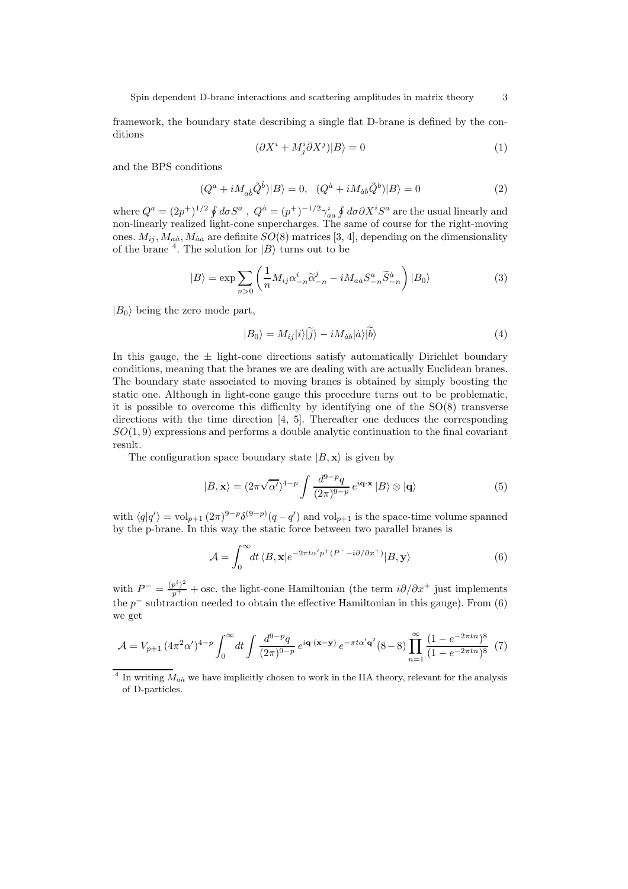framework, the boundary state describing a single flat D-brane is defined by the conditions

$$(\partial X^i + M^i_j \bar{\partial} X^j)|B\rangle = 0 \tag{1}$$

and the BPS conditions

$$(Q^a + iM_{a\dot{b}}\tilde{Q}^{\dot{b}})|B\rangle = 0, \quad (Q^{\dot{a}} + iM_{\dot{a}b}\tilde{Q}^{b})|B\rangle = 0 \tag{2}$$

where $Q^a = (2p^+)^{1/2} \oint d\sigma S^a$ , $Q^{\dot{a}} = (p^+)^{-1/2} \gamma^i_{\dot{a}a} \oint d\sigma \partial X^i S^a$ are the usual linearly and non-linearly realized light-cone supercharges. The same of course for the right-moving ones. $M_{ij}, M_{a\dot{a}}, M_{\dot{a}a}$ are definite $SO(8)$ matrices [3, 4], depending on the dimensionality of the brane [4]. The solution for $|B\rangle$ turns out to be

$$|B\rangle = \exp \sum_{n>0} \left( \frac{1}{n} M_{ij} \alpha^i_{-n} \tilde{\alpha}^j_{-n} - iM_{a\dot{a}} S^a_{-n} \tilde{S}^{\dot{a}}_{-n} \right) |B_0\rangle \tag{3}$$

$|B_0\rangle$ being the zero mode part,

$$|B_0\rangle = M_{ij}|i\rangle|\tilde{j}\rangle - iM_{\dot{a}b}|\dot{a}\rangle|\tilde{b}\rangle \tag{4}$$

In this gauge, the $\pm$ light-cone directions satisfy automatically Dirichlet boundary conditions, meaning that the branes we are dealing with are actually Euclidean branes. The boundary state associated to moving branes is obtained by simply boosting the static one. Although in light-cone gauge this procedure turns out to be problematic, it is possible to overcome this difficulty by identifying one of the SO(8) transverse directions with the time direction [4, 5]. Thereafter one deduces the corresponding $SO(1,9)$ expressions and performs a double analytic continuation to the final covariant result.

The configuration space boundary state $|B, \mathbf{x}\rangle$ is given by

$$|B, \mathbf{x}\rangle = (2\pi\sqrt{\alpha'})^{4-p} \int \frac{d^{9-p}q}{(2\pi)^{9-p}} \, e^{i\mathbf{q}\cdot\mathbf{x}} \, |B\rangle \otimes |\mathbf{q}\rangle \tag{5}$$

with $\langle q|q'\rangle = \mathrm{vol}_{p+1} \, (2\pi)^{9-p} \delta^{(9-p)}(q-q')$ and $\mathrm{vol}_{p+1}$ is the space-time volume spanned by the p-brane. In this way the static force between two parallel branes is

$$\mathcal{A} = \int_0^\infty dt \, \langle B, \mathbf{x}| e^{-2\pi t \alpha' p^+ (P^- - i\partial/\partial x^+)} |B, \mathbf{y}\rangle \tag{6}$$

with $P^- = \frac{(p^i)^2}{p^+}$ + osc. the light-cone Hamiltonian (the term $i\partial/\partial x^+$ just implements the $p^-$ subtraction needed to obtain the effective Hamiltonian in this gauge). From (6) we get

$$\mathcal{A} = V_{p+1} \, (4\pi^2\alpha')^{4-p} \int_0^\infty dt \int \frac{d^{9-p}q}{(2\pi)^{9-p}} \, e^{i\mathbf{q}\cdot(\mathbf{x}-\mathbf{y})} \, e^{-\pi t \alpha' \mathbf{q}^2} (8-8) \prod_{n=1}^\infty \frac{(1-e^{-2\pi t n})^8}{(1-e^{-2\pi t n})^8} \tag{7}$$

[4] In writing $M_{a\dot{a}}$ we have implicitly chosen to work in the IIA theory, relevant for the analysis of D-particles.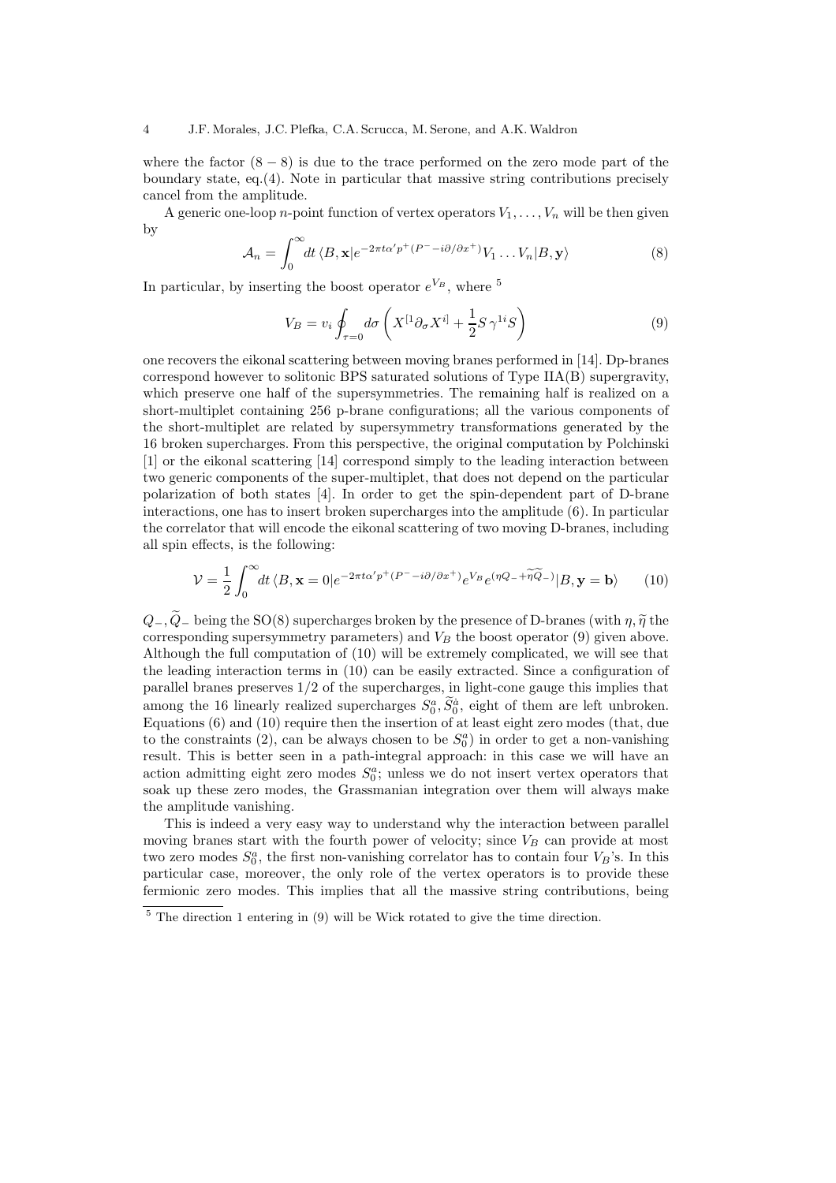where the factor $(8-8)$ is due to the trace performed on the zero mode part of the boundary state, eq.(4). Note in particular that massive string contributions precisely cancel from the amplitude.

A generic one-loop $n$-point function of vertex operators $V_1, \ldots, V_n$ will be then given by

$$\mathcal{A}_n = \int_0^\infty dt \, \langle B, \mathbf{x} | e^{-2\pi t \alpha' p^+ (P^- - i\partial/\partial x^+)} V_1 \ldots V_n | B, \mathbf{y} \rangle \tag{8}$$

In particular, by inserting the boost operator $e^{V_B}$, where [5]

$$V_B = v_i \oint_{\tau=0} d\sigma \left( X^{[1} \partial_\sigma X^{i]} + \frac{1}{2} S \, \gamma^{1i} S \right) \tag{9}$$

one recovers the eikonal scattering between moving branes performed in [14]. Dp-branes correspond however to solitonic BPS saturated solutions of Type IIA(B) supergravity, which preserve one half of the supersymmetries. The remaining half is realized on a short-multiplet containing 256 p-brane configurations; all the various components of the short-multiplet are related by supersymmetry transformations generated by the 16 broken supercharges. From this perspective, the original computation by Polchinski [1] or the eikonal scattering [14] correspond simply to the leading interaction between two generic components of the super-multiplet, that does not depend on the particular polarization of both states [4]. In order to get the spin-dependent part of D-brane interactions, one has to insert broken supercharges into the amplitude (6). In particular the correlator that will encode the eikonal scattering of two moving D-branes, including all spin effects, is the following:

$$\mathcal{V} = \frac{1}{2} \int_0^\infty dt \, \langle B, \mathbf{x} = 0 | e^{-2\pi t \alpha' p^+ (P^- - i\partial/\partial x^+)} e^{V_B} e^{(\eta Q_- + \widetilde{\eta} \widetilde{Q}_-)} | B, \mathbf{y} = \mathbf{b} \rangle \tag{10}$$

$Q_-, \widetilde{Q}_-$ being the SO(8) supercharges broken by the presence of D-branes (with $\eta, \widetilde{\eta}$ the corresponding supersymmetry parameters) and $V_B$ the boost operator (9) given above. Although the full computation of (10) will be extremely complicated, we will see that the leading interaction terms in (10) can be easily extracted. Since a configuration of parallel branes preserves $1/2$ of the supercharges, in light-cone gauge this implies that among the 16 linearly realized supercharges $S_0^a, \widetilde{S}_0^{\dot{a}}$, eight of them are left unbroken. Equations (6) and (10) require then the insertion of at least eight zero modes (that, due to the constraints (2), can be always chosen to be $S_0^a$) in order to get a non-vanishing result. This is better seen in a path-integral approach: in this case we will have an action admitting eight zero modes $S_0^a$; unless we do not insert vertex operators that soak up these zero modes, the Grassmanian integration over them will always make the amplitude vanishing.

This is indeed a very easy way to understand why the interaction between parallel moving branes start with the fourth power of velocity; since $V_B$ can provide at most two zero modes $S_0^a$, the first non-vanishing correlator has to contain four $V_B$'s. In this particular case, moreover, the only role of the vertex operators is to provide these fermionic zero modes. This implies that all the massive string contributions, being

[5] The direction 1 entering in (9) will be Wick rotated to give the time direction.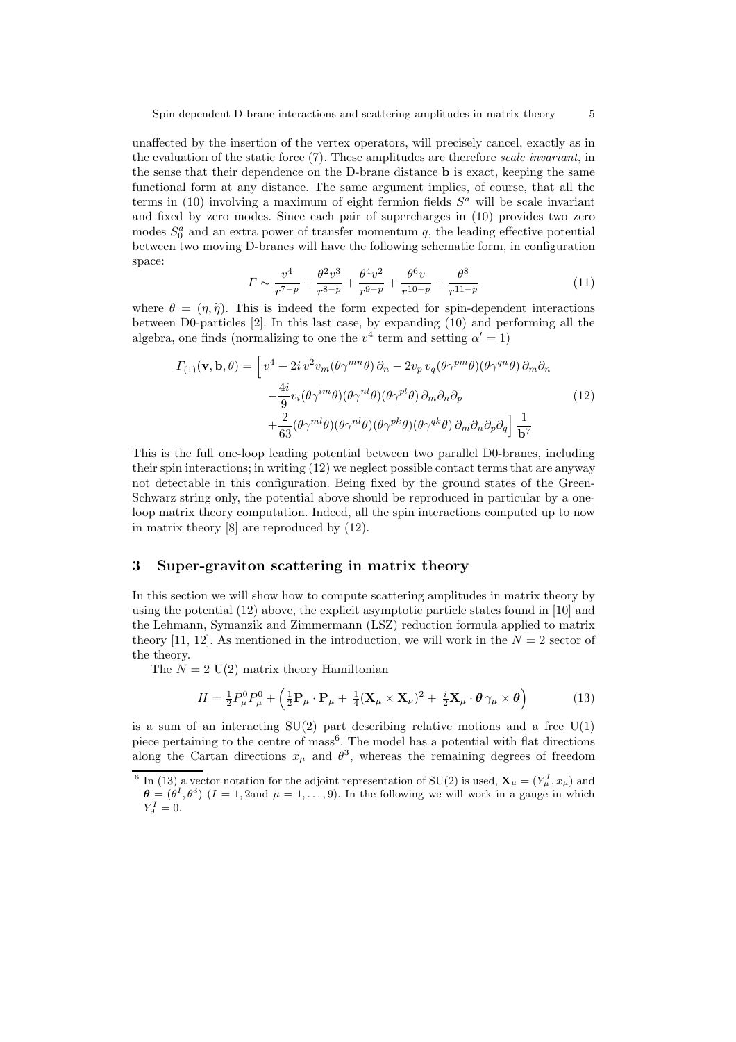unaffected by the insertion of the vertex operators, will precisely cancel, exactly as in the evaluation of the static force (7). These amplitudes are therefore *scale invariant*, in the sense that their dependence on the D-brane distance $\mathbf{b}$ is exact, keeping the same functional form at any distance. The same argument implies, of course, that all the terms in (10) involving a maximum of eight fermion fields $S^a$ will be scale invariant and fixed by zero modes. Since each pair of supercharges in (10) provides two zero modes $S_0^a$ and an extra power of transfer momentum $q$, the leading effective potential between two moving D-branes will have the following schematic form, in configuration space:

$$\Gamma \sim \frac{v^4}{r^{7-p}} + \frac{\theta^2 v^3}{r^{8-p}} + \frac{\theta^4 v^2}{r^{9-p}} + \frac{\theta^6 v}{r^{10-p}} + \frac{\theta^8}{r^{11-p}} \tag{11}$$

where $\theta = (\eta, \widetilde{\eta})$. This is indeed the form expected for spin-dependent interactions between D0-particles [2]. In this last case, by expanding (10) and performing all the algebra, one finds (normalizing to one the $v^4$ term and setting $\alpha' = 1$)

$$\begin{aligned}
\Gamma_{(1)}(\mathbf{v}, \mathbf{b}, \theta) = \Big[ & v^4 + 2i\, v^2 v_m (\theta\gamma^{mn}\theta)\, \partial_n - 2 v_p\, v_q (\theta\gamma^{pm}\theta)(\theta\gamma^{qn}\theta)\, \partial_m\partial_n \\
& - \frac{4i}{9} v_i (\theta\gamma^{im}\theta)(\theta\gamma^{nl}\theta)(\theta\gamma^{pl}\theta)\, \partial_m\partial_n\partial_p \\
& + \frac{2}{63} (\theta\gamma^{ml}\theta)(\theta\gamma^{nl}\theta)(\theta\gamma^{pk}\theta)(\theta\gamma^{qk}\theta)\, \partial_m\partial_n\partial_p\partial_q \Big] \frac{1}{\mathbf{b}^7}
\end{aligned} \tag{12}$$

This is the full one-loop leading potential between two parallel D0-branes, including their spin interactions; in writing (12) we neglect possible contact terms that are anyway not detectable in this configuration. Being fixed by the ground states of the Green-Schwarz string only, the potential above should be reproduced in particular by a one-loop matrix theory computation. Indeed, all the spin interactions computed up to now in matrix theory [8] are reproduced by (12).

## 3 Super-graviton scattering in matrix theory

In this section we will show how to compute scattering amplitudes in matrix theory by using the potential (12) above, the explicit asymptotic particle states found in [10] and the Lehmann, Symanzik and Zimmermann (LSZ) reduction formula applied to matrix theory [11, 12]. As mentioned in the introduction, we will work in the $N = 2$ sector of the theory.

The $N = 2$ U(2) matrix theory Hamiltonian

$$H = \tfrac{1}{2} P_\mu^0 P_\mu^0 + \left( \tfrac{1}{2} \mathbf{P}_\mu \cdot \mathbf{P}_\mu + \tfrac{1}{4} (\mathbf{X}_\mu \times \mathbf{X}_\nu)^2 + \tfrac{i}{2} \mathbf{X}_\mu \cdot \boldsymbol{\theta}\, \gamma_\mu \times \boldsymbol{\theta} \right) \tag{13}$$

is a sum of an interacting SU(2) part describing relative motions and a free U(1) piece pertaining to the centre of mass[6]. The model has a potential with flat directions along the Cartan directions $x_\mu$ and $\theta^3$, whereas the remaining degrees of freedom

[6] In (13) a vector notation for the adjoint representation of SU(2) is used, $\mathbf{X}_\mu = (Y_\mu^I, x_\mu)$ and $\boldsymbol{\theta} = (\theta^I, \theta^3)$ ($I = 1, 2$and $\mu = 1, \ldots, 9$). In the following we will work in a gauge in which $Y_9^I = 0$.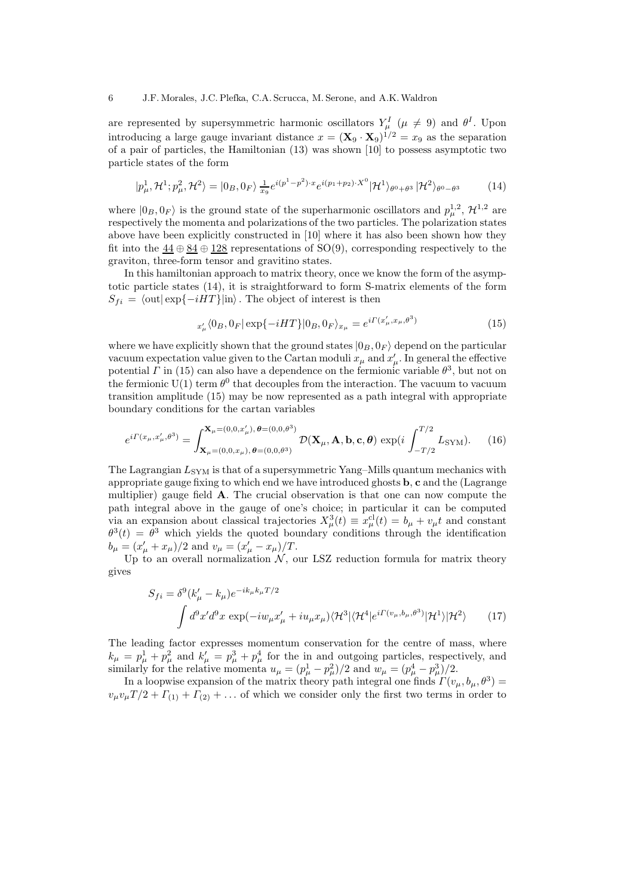are represented by supersymmetric harmonic oscillators $Y^I_\mu$ ($\mu \neq 9$) and $\theta^I$. Upon introducing a large gauge invariant distance $x = (\mathbf{X}_9 \cdot \mathbf{X}_9)^{1/2} = x_9$ as the separation of a pair of particles, the Hamiltonian (13) was shown [10] to possess asymptotic two particle states of the form

$$|p^1_\mu, \mathcal{H}^1; p^2_\mu, \mathcal{H}^2\rangle = |0_B, 0_F\rangle \, \frac{1}{x_9} e^{i(p^1 - p^2)\cdot x} e^{i(p_1+p_2)\cdot X^0} |\mathcal{H}^1\rangle_{\theta^0+\theta^3} \, |\mathcal{H}^2\rangle_{\theta^0-\theta^3} \tag{14}$$

where $|0_B, 0_F\rangle$ is the ground state of the superharmonic oscillators and $p^{1,2}_\mu$, $\mathcal{H}^{1,2}$ are respectively the momenta and polarizations of the two particles. The polarization states above have been explicitly constructed in [10] where it has also been shown how they fit into the $\underline{44} \oplus \underline{84} \oplus \underline{128}$ representations of SO(9), corresponding respectively to the graviton, three-form tensor and gravitino states.

In this hamiltonian approach to matrix theory, once we know the form of the asymptotic particle states (14), it is straightforward to form S-matrix elements of the form $S_{fi} = \langle \mathrm{out}| \exp\{-iHT\}|\mathrm{in}\rangle$. The object of interest is then

$$_{x'_\mu}\langle 0_B, 0_F| \exp\{-iHT\}|0_B, 0_F\rangle_{x_\mu} = e^{i\Gamma(x'_\mu, x_\mu, \theta^3)} \tag{15}$$

where we have explicitly shown that the ground states $|0_B, 0_F\rangle$ depend on the particular vacuum expectation value given to the Cartan moduli $x_\mu$ and $x'_\mu$. In general the effective potential $\Gamma$ in (15) can also have a dependence on the fermionic variable $\theta^3$, but not on the fermionic U(1) term $\theta^0$ that decouples from the interaction. The vacuum to vacuum transition amplitude (15) may be now represented as a path integral with appropriate boundary conditions for the cartan variables

$$e^{i\Gamma(x_\mu, x'_\mu, \theta^3)} = \int_{\mathbf{X}_\mu = (0,0,x_\mu),\, \boldsymbol{\theta} = (0,0,\theta^3)}^{\mathbf{X}_\mu = (0,0,x'_\mu),\, \boldsymbol{\theta} = (0,0,\theta^3)} \mathcal{D}(\mathbf{X}_\mu, \mathbf{A}, \mathbf{b}, \mathbf{c}, \boldsymbol{\theta}) \, \exp(i \int_{-T/2}^{T/2} L_{\mathrm{SYM}}). \tag{16}$$

The Lagrangian $L_{\mathrm{SYM}}$ is that of a supersymmetric Yang–Mills quantum mechanics with appropriate gauge fixing to which end we have introduced ghosts $\mathbf{b}$, $\mathbf{c}$ and the (Lagrange multiplier) gauge field $\mathbf{A}$. The crucial observation is that one can now compute the path integral above in the gauge of one's choice; in particular it can be computed via an expansion about classical trajectories $X^3_\mu(t) \equiv x^{\mathrm{cl}}_\mu(t) = b_\mu + v_\mu t$ and constant $\theta^3(t) = \theta^3$ which yields the quoted boundary conditions through the identification $b_\mu = (x'_\mu + x_\mu)/2$ and $v_\mu = (x'_\mu - x_\mu)/T$.

Up to an overall normalization $\mathcal{N}$, our LSZ reduction formula for matrix theory gives

$$S_{fi} = \delta^9(k'_\mu - k_\mu) e^{-ik_\mu k_\mu T/2} \int d^9x' d^9x \, \exp(-iw_\mu x'_\mu + iu_\mu x_\mu) \langle \mathcal{H}^3 | \langle \mathcal{H}^4 | e^{i\Gamma(v_\mu, b_\mu, \theta^3)} | \mathcal{H}^1 \rangle | \mathcal{H}^2 \rangle \tag{17}$$

The leading factor expresses momentum conservation for the centre of mass, where $k_\mu = p^1_\mu + p^2_\mu$ and $k'_\mu = p^3_\mu + p^4_\mu$ for the in and outgoing particles, respectively, and similarly for the relative momenta $u_\mu = (p^1_\mu - p^2_\mu)/2$ and $w_\mu = (p^4_\mu - p^3_\mu)/2$.

In a loopwise expansion of the matrix theory path integral one finds $\Gamma(v_\mu, b_\mu, \theta^3) = v_\mu v_\mu T/2 + \Gamma_{(1)} + \Gamma_{(2)} + \ldots$ of which we consider only the first two terms in order to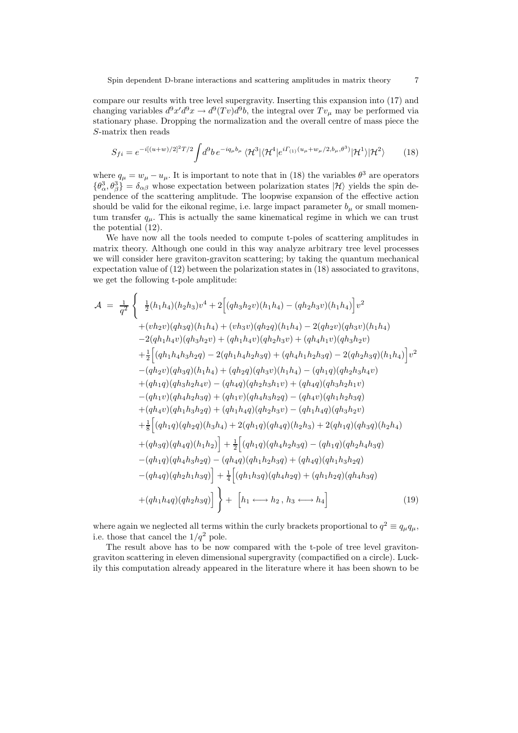compare our results with tree level supergravity. Inserting this expansion into (17) and changing variables $d^9x'd^9x \to d^9(Tv)d^9b$, the integral over $Tv_\mu$ may be performed via stationary phase. Dropping the normalization and the overall centre of mass piece the $S$-matrix then reads

$$S_{fi} = e^{-i[(u+w)/2]^2 T/2} \int d^9 b\, e^{-iq_\mu b_\mu} \,\langle \mathcal{H}^3 | \langle \mathcal{H}^4 | e^{i\Gamma_{(1)}(u_\mu + w_\mu/2, b_\mu, \theta^3)} | \mathcal{H}^1 \rangle | \mathcal{H}^2 \rangle \tag{18}$$

where $q_\mu = w_\mu - u_\mu$. It is important to note that in (18) the variables $\theta^3$ are operators $\{\theta^3_\alpha, \theta^3_\beta\} = \delta_{\alpha\beta}$ whose expectation between polarization states $|\mathcal{H}\rangle$ yields the spin dependence of the scattering amplitude. The loopwise expansion of the effective action should be valid for the eikonal regime, i.e. large impact parameter $b_\mu$ or small momentum transfer $q_\mu$. This is actually the same kinematical regime in which we can trust the potential (12).

We have now all the tools needed to compute t-poles of scattering amplitudes in matrix theory. Although one could in this way analyze arbitrary tree level processes we will consider here graviton-graviton scattering; by taking the quantum mechanical expectation value of (12) between the polarization states in (18) associated to gravitons, we get the following t-pole amplitude:

$$\begin{aligned}
\mathcal{A} \;=\; \frac{1}{q^2} \Bigg\{ & \;\tfrac{1}{2}(h_1h_4)(h_2h_3)v^4 + 2\Big[(qh_3h_2v)(h_1h_4) - (qh_2h_3v)(h_1h_4)\Big]v^2 \\
& + (vh_2v)(qh_3q)(h_1h_4) + (vh_3v)(qh_2q)(h_1h_4) - 2(qh_2v)(qh_3v)(h_1h_4) \\
& - 2(qh_1h_4v)(qh_3h_2v) + (qh_1h_4v)(qh_2h_3v) + (qh_4h_1v)(qh_3h_2v) \\
& + \tfrac{1}{2}\Big[(qh_1h_4h_3h_2q) - 2(qh_1h_4h_2h_3q) + (qh_4h_1h_2h_3q) - 2(qh_2h_3q)(h_1h_4)\Big]v^2 \\
& - (qh_2v)(qh_3q)(h_1h_4) + (qh_2q)(qh_3v)(h_1h_4) - (qh_1q)(qh_2h_3h_4v) \\
& + (qh_1q)(qh_3h_2h_4v) - (qh_4q)(qh_2h_3h_1v) + (qh_4q)(qh_3h_2h_1v) \\
& - (qh_1v)(qh_4h_2h_3q) + (qh_1v)(qh_4h_3h_2q) - (qh_4v)(qh_1h_2h_3q) \\
& + (qh_4v)(qh_1h_3h_2q) + (qh_1h_4q)(qh_2h_3v) - (qh_1h_4q)(qh_3h_2v) \\
& + \tfrac{1}{8}\Big[(qh_1q)(qh_2q)(h_3h_4) + 2(qh_1q)(qh_4q)(h_2h_3) + 2(qh_1q)(qh_3q)(h_2h_4) \\
& + (qh_3q)(qh_4q)(h_1h_2)\Big] + \tfrac{1}{2}\Big[(qh_1q)(qh_4h_2h_3q) - (qh_1q)(qh_2h_4h_3q) \\
& - (qh_1q)(qh_4h_3h_2q) - (qh_4q)(qh_1h_2h_3q) + (qh_4q)(qh_1h_3h_2q) \\
& - (qh_4q)(qh_2h_1h_3q)\Big] + \tfrac{1}{4}\Big[(qh_1h_3q)(qh_4h_2q) + (qh_1h_2q)(qh_4h_3q) \\
& + (qh_1h_4q)(qh_2h_3q)\Big] \Bigg\} + \Big[h_1 \longleftrightarrow h_2 \,,\, h_3 \longleftrightarrow h_4\Big]
\end{aligned} \tag{19}$$

where again we neglected all terms within the curly brackets proportional to $q^2 \equiv q_\mu q_\mu$, i.e. those that cancel the $1/q^2$ pole.

The result above has to be now compared with the t-pole of tree level graviton-graviton scattering in eleven dimensional supergravity (compactified on a circle). Luckily this computation already appeared in the literature where it has been shown to be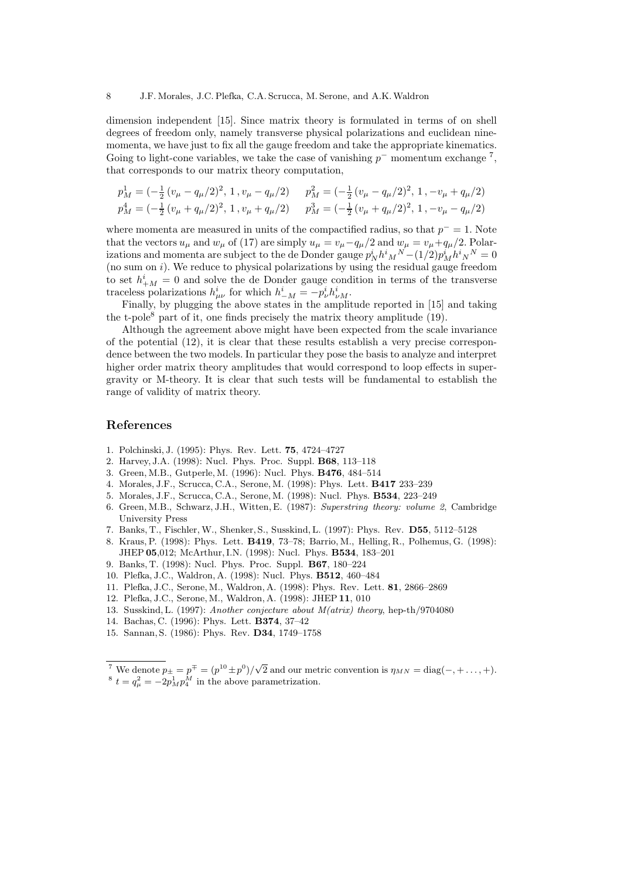dimension independent [15]. Since matrix theory is formulated in terms of on shell degrees of freedom only, namely transverse physical polarizations and euclidean nine-momenta, we have just to fix all the gauge freedom and take the appropriate kinematics. Going to light-cone variables, we take the case of vanishing $p^-$ momentum exchange [7], that corresponds to our matrix theory computation,

$$
\begin{aligned}
p_M^1 &= (-\tfrac{1}{2}\,(v_\mu - q_\mu/2)^2,\ 1\,, v_\mu - q_\mu/2) \qquad p_M^2 = (-\tfrac{1}{2}\,(v_\mu - q_\mu/2)^2,\ 1\,, -v_\mu + q_\mu/2)\\
p_M^4 &= (-\tfrac{1}{2}\,(v_\mu + q_\mu/2)^2,\ 1\,, v_\mu + q_\mu/2) \qquad p_M^3 = (-\tfrac{1}{2}\,(v_\mu + q_\mu/2)^2,\ 1\,, -v_\mu - q_\mu/2)
\end{aligned}
$$

where momenta are measured in units of the compactified radius, so that $p^- = 1$. Note that the vectors $u_\mu$ and $w_\mu$ of (17) are simply $u_\mu = v_\mu - q_\mu/2$ and $w_\mu = v_\mu + q_\mu/2$. Polarizations and momenta are subject to the de Donder gauge $p_N^i h^i{}_M{}^N - (1/2) p_M^i h^i{}_N{}^N = 0$ (no sum on $i$). We reduce to physical polarizations by using the residual gauge freedom to set $h^i_{+M} = 0$ and solve the de Donder gauge condition in terms of the transverse traceless polarizations $h^i_{\mu\nu}$ for which $h^i_{-M} = -p^i_\nu h^i_{\nu M}$.

Finally, by plugging the above states in the amplitude reported in [15] and taking the t-pole[8] part of it, one finds precisely the matrix theory amplitude (19).

Although the agreement above might have been expected from the scale invariance of the potential (12), it is clear that these results establish a very precise correspondence between the two models. In particular they pose the basis to analyze and interpret higher order matrix theory amplitudes that would correspond to loop effects in supergravity or M-theory. It is clear that such tests will be fundamental to establish the range of validity of matrix theory.

## References

1. Polchinski, J. (1995): Phys. Rev. Lett. **75**, 4724–4727
2. Harvey, J.A. (1998): Nucl. Phys. Proc. Suppl. **B68**, 113–118
3. Green, M.B., Gutperle, M. (1996): Nucl. Phys. **B476**, 484–514
4. Morales, J.F., Scrucca, C.A., Serone, M. (1998): Phys. Lett. **B417** 233–239
5. Morales, J.F., Scrucca, C.A., Serone, M. (1998): Nucl. Phys. **B534**, 223–249
6. Green, M.B., Schwarz, J.H., Witten, E. (1987): *Superstring theory: volume 2*, Cambridge University Press
7. Banks, T., Fischler, W., Shenker, S., Susskind, L. (1997): Phys. Rev. **D55**, 5112–5128
8. Kraus, P. (1998): Phys. Lett. **B419**, 73–78; Barrio, M., Helling, R., Polhemus, G. (1998): JHEP **05**,012; McArthur, I.N. (1998): Nucl. Phys. **B534**, 183–201
9. Banks, T. (1998): Nucl. Phys. Proc. Suppl. **B67**, 180–224
10. Plefka, J.C., Waldron, A. (1998): Nucl. Phys. **B512**, 460–484
11. Plefka, J.C., Serone, M., Waldron, A. (1998): Phys. Rev. Lett. **81**, 2866–2869
12. Plefka, J.C., Serone, M., Waldron, A. (1998): JHEP **11**, 010
13. Susskind, L. (1997): *Another conjecture about M(atrix) theory*, hep-th/9704080
14. Bachas, C. (1996): Phys. Lett. **B374**, 37–42
15. Sannan, S. (1986): Phys. Rev. **D34**, 1749–1758

[7] We denote $p_\pm = p^\mp = (p^{10} \pm p^0)/\sqrt{2}$ and our metric convention is $\eta_{MN} = \mathrm{diag}(-, +\ldots, +)$.

[8] $t = q_\mu^2 = -2p_M^1 p_4^M$ in the above parametrization.